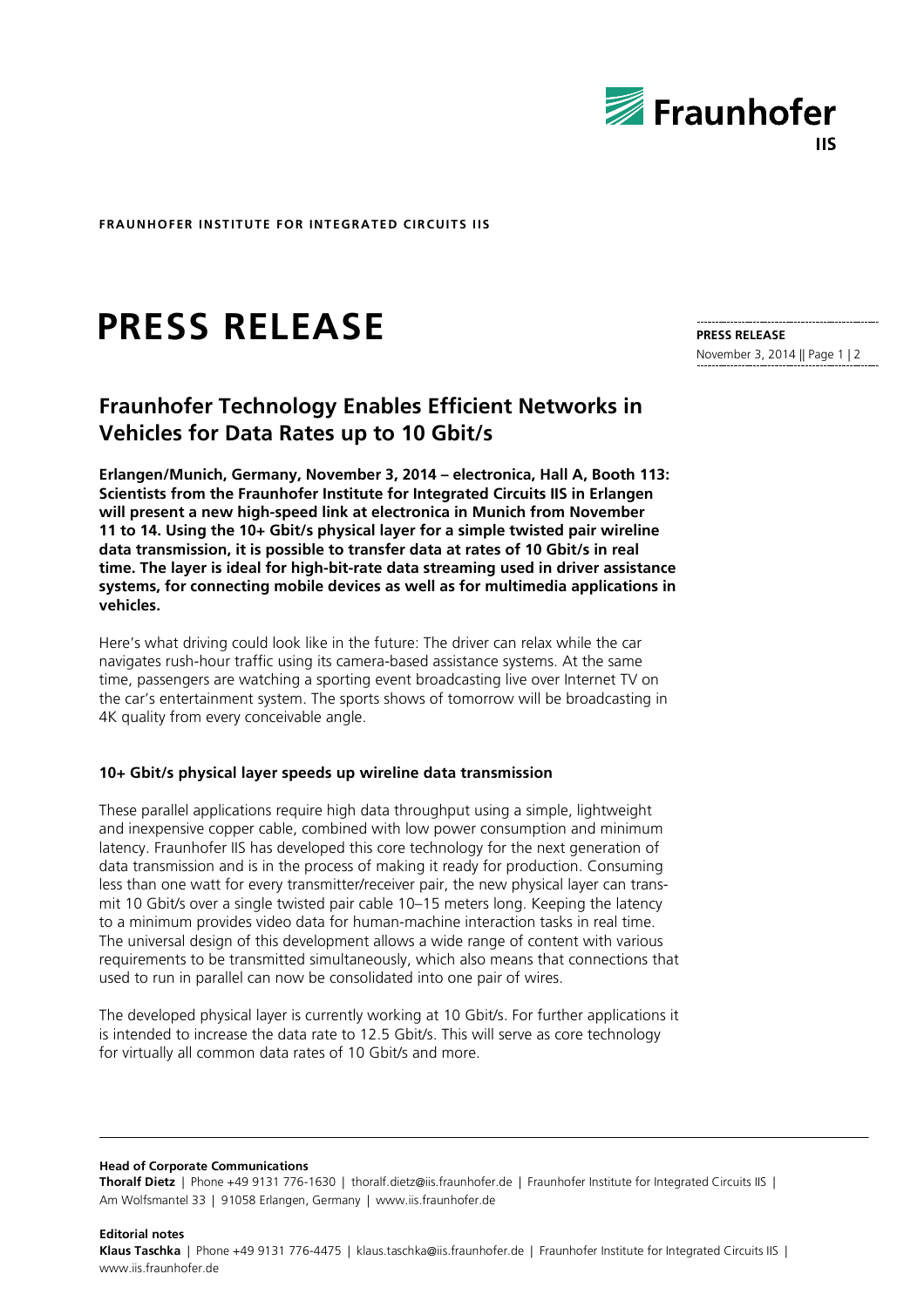**FRAUNHOFER INSTITUTE FOR INTEGRATED CIRCUITS IIS**

# PRESS RELEASE

**PRESS RELEASE**
November 3, 2014

## Fraunhofer Technology Enables Efficient Networks in Vehicles for Data Rates up to 10 Gbit/s

**Erlangen/Munich, Germany, November 3, 2014 – electronica, Hall A, Booth 113: Scientists from the Fraunhofer Institute for Integrated Circuits IIS in Erlangen will present a new high-speed link at electronica in Munich from November 11 to 14. Using the 10+ Gbit/s physical layer for a simple twisted pair wireline data transmission, it is possible to transfer data at rates of 10 Gbit/s in real time. The layer is ideal for high-bit-rate data streaming used in driver assistance systems, for connecting mobile devices as well as for multimedia applications in vehicles.**

Here's what driving could look like in the future: The driver can relax while the car navigates rush-hour traffic using its camera-based assistance systems. At the same time, passengers are watching a sporting event broadcasting live over Internet TV on the car's entertainment system. The sports shows of tomorrow will be broadcasting in 4K quality from every conceivable angle.

### 10+ Gbit/s physical layer speeds up wireline data transmission

These parallel applications require high data throughput using a simple, lightweight and inexpensive copper cable, combined with low power consumption and minimum latency. Fraunhofer IIS has developed this core technology for the next generation of data transmission and is in the process of making it ready for production. Consuming less than one watt for every transmitter/receiver pair, the new physical layer can transmit 10 Gbit/s over a single twisted pair cable 10–15 meters long. Keeping the latency to a minimum provides video data for human-machine interaction tasks in real time. The universal design of this development allows a wide range of content with various requirements to be transmitted simultaneously, which also means that connections that used to run in parallel can now be consolidated into one pair of wires.

The developed physical layer is currently working at 10 Gbit/s. For further applications it is intended to increase the data rate to 12.5 Gbit/s. This will serve as core technology for virtually all common data rates of 10 Gbit/s and more.

---

**Head of Corporate Communications**
**Thoralf Dietz** | Phone +49 9131 776-1630 | thoralf.dietz@iis.fraunhofer.de | Fraunhofer Institute for Integrated Circuits IIS | Am Wolfsmantel 33 | 91058 Erlangen, Germany | www.iis.fraunhofer.de

**Editorial notes**
**Klaus Taschka** | Phone +49 9131 776-4475 | klaus.taschka@iis.fraunhofer.de | Fraunhofer Institute for Integrated Circuits IIS | www.iis.fraunhofer.de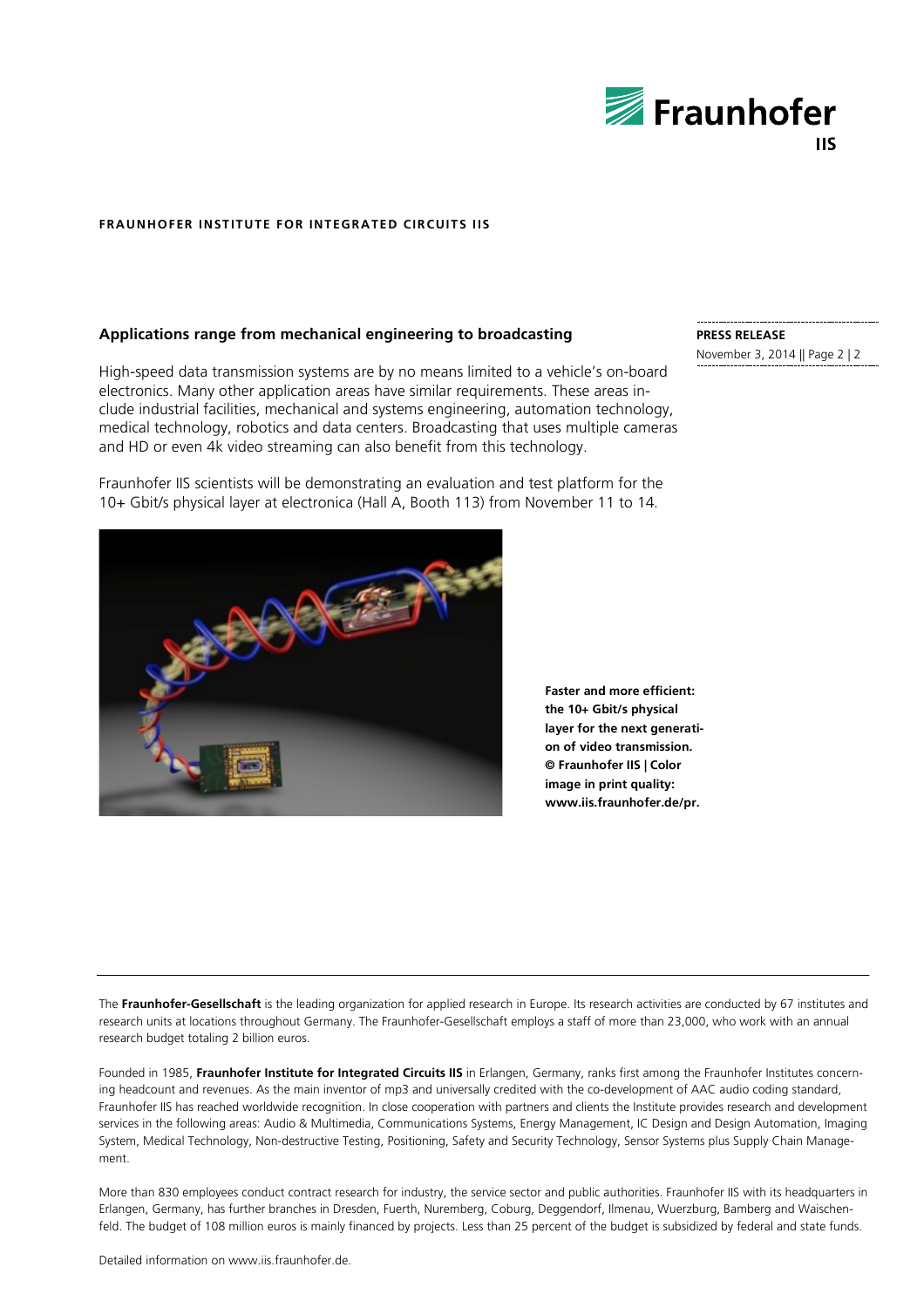**FRAUNHOFER INSTITUTE FOR INTEGRATED CIRCUITS IIS**

## Applications range from mechanical engineering to broadcasting

High-speed data transmission systems are by no means limited to a vehicle's on-board electronics. Many other application areas have similar requirements. These areas include industrial facilities, mechanical and systems engineering, automation technology, medical technology, robotics and data centers. Broadcasting that uses multiple cameras and HD or even 4k video streaming can also benefit from this technology.

Fraunhofer IIS scientists will be demonstrating an evaluation and test platform for the 10+ Gbit/s physical layer at electronica (Hall A, Booth 113) from November 11 to 14.

**Faster and more efficient: the 10+ Gbit/s physical layer for the next generation of video transmission. © Fraunhofer IIS | Color image in print quality: www.iis.fraunhofer.de/pr.**

The **Fraunhofer-Gesellschaft** is the leading organization for applied research in Europe. Its research activities are conducted by 67 institutes and research units at locations throughout Germany. The Fraunhofer-Gesellschaft employs a staff of more than 23,000, who work with an annual research budget totaling 2 billion euros.

Founded in 1985, **Fraunhofer Institute for Integrated Circuits IIS** in Erlangen, Germany, ranks first among the Fraunhofer Institutes concerning headcount and revenues. As the main inventor of mp3 and universally credited with the co-development of AAC audio coding standard, Fraunhofer IIS has reached worldwide recognition. In close cooperation with partners and clients the Institute provides research and development services in the following areas: Audio & Multimedia, Communications Systems, Energy Management, IC Design and Design Automation, Imaging System, Medical Technology, Non-destructive Testing, Positioning, Safety and Security Technology, Sensor Systems plus Supply Chain Management.

More than 830 employees conduct contract research for industry, the service sector and public authorities. Fraunhofer IIS with its headquarters in Erlangen, Germany, has further branches in Dresden, Fuerth, Nuremberg, Coburg, Deggendorf, Ilmenau, Wuerzburg, Bamberg and Waischenfeld. The budget of 108 million euros is mainly financed by projects. Less than 25 percent of the budget is subsidized by federal and state funds.

Detailed information on www.iis.fraunhofer.de.